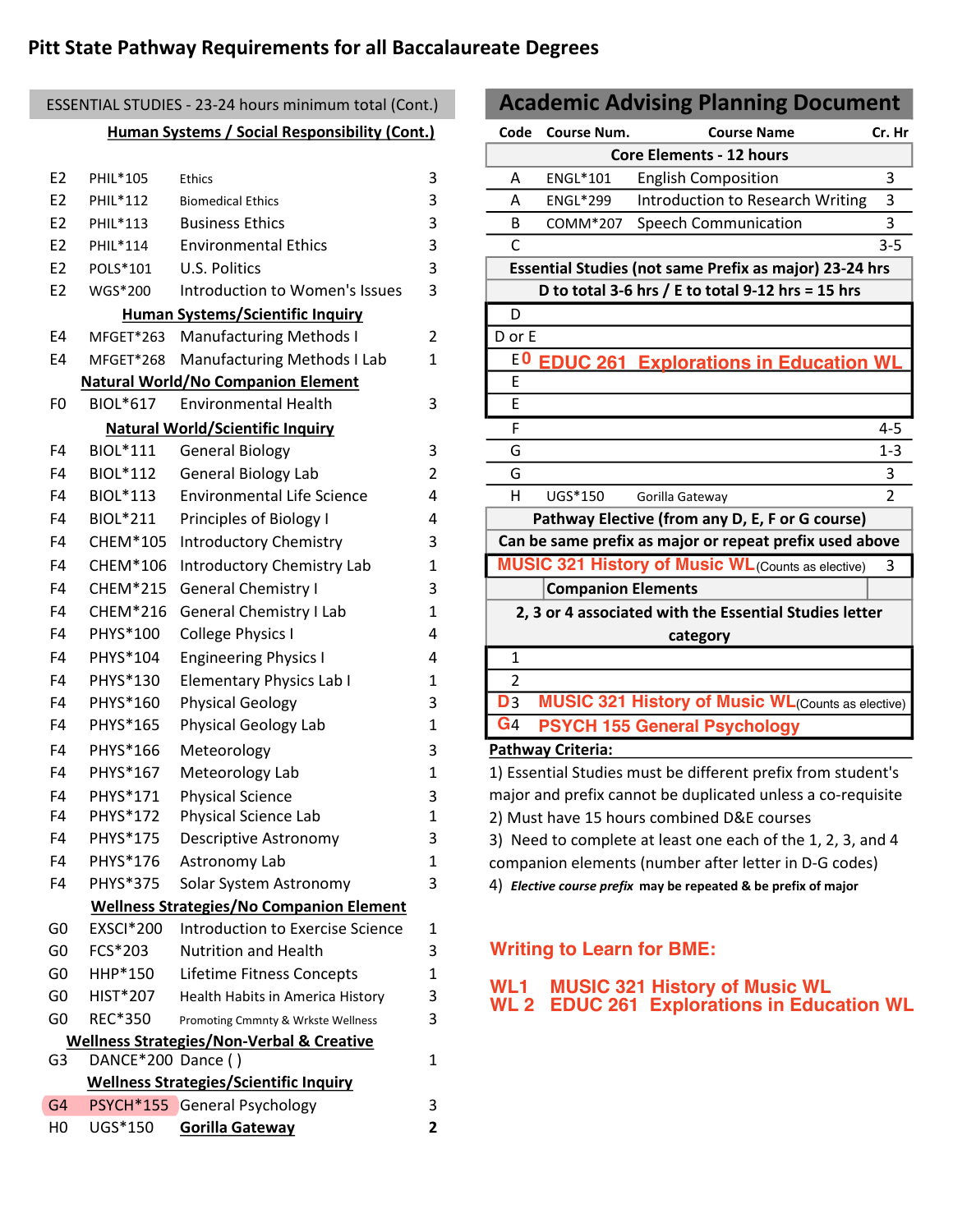# Pitt State Pathway Requirements for all Baccalaureate Degrees

## ESSENTIAL STUDIES - 23-24 hours minimum total (Cont.)

**Human Systems / Social Responsibility (Cont.)**

| Code | Course Num. | Course Name | Cr. Hr |
|---|---|---|---|
| E2 | PHIL*105 | Ethics | 3 |
| E2 | PHIL*112 | Biomedical Ethics | 3 |
| E2 | PHIL*113 | Business Ethics | 3 |
| E2 | PHIL*114 | Environmental Ethics | 3 |
| E2 | POLS*101 | U.S. Politics | 3 |
| E2 | WGS*200 | Introduction to Women's Issues | 3 |
| | | **Human Systems/Scientific Inquiry** | |
| E4 | MFGET*263 | Manufacturing Methods I | 2 |
| E4 | MFGET*268 | Manufacturing Methods I Lab | 1 |
| | | **Natural World/No Companion Element** | |
| F0 | BIOL*617 | Environmental Health | 3 |
| | | **Natural World/Scientific Inquiry** | |
| F4 | BIOL*111 | General Biology | 3 |
| F4 | BIOL*112 | General Biology Lab | 2 |
| F4 | BIOL*113 | Environmental Life Science | 4 |
| F4 | BIOL*211 | Principles of Biology I | 4 |
| F4 | CHEM*105 | Introductory Chemistry | 3 |
| F4 | CHEM*106 | Introductory Chemistry Lab | 1 |
| F4 | CHEM*215 | General Chemistry I | 3 |
| F4 | CHEM*216 | General Chemistry I Lab | 1 |
| F4 | PHYS*100 | College Physics I | 4 |
| F4 | PHYS*104 | Engineering Physics I | 4 |
| F4 | PHYS*130 | Elementary Physics Lab I | 1 |
| F4 | PHYS*160 | Physical Geology | 3 |
| F4 | PHYS*165 | Physical Geology Lab | 1 |
| F4 | PHYS*166 | Meteorology | 3 |
| F4 | PHYS*167 | Meteorology Lab | 1 |
| F4 | PHYS*171 | Physical Science | 3 |
| F4 | PHYS*172 | Physical Science Lab | 1 |
| F4 | PHYS*175 | Descriptive Astronomy | 3 |
| F4 | PHYS*176 | Astronomy Lab | 1 |
| F4 | PHYS*375 | Solar System Astronomy | 3 |
| | | **Wellness Strategies/No Companion Element** | |
| G0 | EXSCI*200 | Introduction to Exercise Science | 1 |
| G0 | FCS*203 | Nutrition and Health | 3 |
| G0 | HHP*150 | Lifetime Fitness Concepts | 1 |
| G0 | HIST*207 | Health Habits in America History | 3 |
| G0 | REC*350 | Promoting Cmmnty & Wrkste Wellness | 3 |
| | | **Wellness Strategies/Non-Verbal & Creative** | |
| G3 | DANCE*200 | Dance ( ) | 1 |
| | | **Wellness Strategies/Scientific Inquiry** | |
| G4 | PSYCH*155 | General Psychology | 3 |
| H0 | UGS*150 | **Gorilla Gateway** | **2** |

## Academic Advising Planning Document

| Code | Course Num. | Course Name | Cr. Hr |
|---|---|---|---|
| **Core Elements - 12 hours** | | | |
| A | ENGL*101 | English Composition | 3 |
| A | ENGL*299 | Introduction to Research Writing | 3 |
| B | COMM*207 | Speech Communication | 3 |
| C | | | 3-5 |
| **Essential Studies (not same Prefix as major) 23-24 hrs** | | | |
| **D to total 3-6 hrs / E to total 9-12 hrs = 15 hrs** | | | |
| D | | | |
| D or E | | | |
| E0 | EDUC 261 | Explorations in Education WL | |
| E | | | |
| E | | | |
| F | | | 4-5 |
| G | | | 1-3 |
| G | | | 3 |
| H | UGS*150 | Gorilla Gateway | 2 |
| **Pathway Elective (from any D, E, F or G course)** | | | |
| **Can be same prefix as major or repeat prefix used above** | | | |
| | MUSIC 321 | History of Music WL (Counts as elective) | 3 |
| **Companion Elements** | | | |
| **2, 3 or 4 associated with the Essential Studies letter category** | | | |
| 1 | | | |
| 2 | | | |
| D3 | MUSIC 321 | History of Music WL (Counts as elective) | |
| G4 | PSYCH 155 | General Psychology | |

**Pathway Criteria:**

1) Essential Studies must be different prefix from student's major and prefix cannot be duplicated unless a co-requisite
2) Must have 15 hours combined D&E courses
3) Need to complete at least one each of the 1, 2, 3, and 4 companion elements (number after letter in D-G codes)
4) ***Elective course prefix*** **may be repeated & be prefix of major**

**Writing to Learn for BME:**

WL1 MUSIC 321 History of Music WL
WL 2 EDUC 261 Explorations in Education WL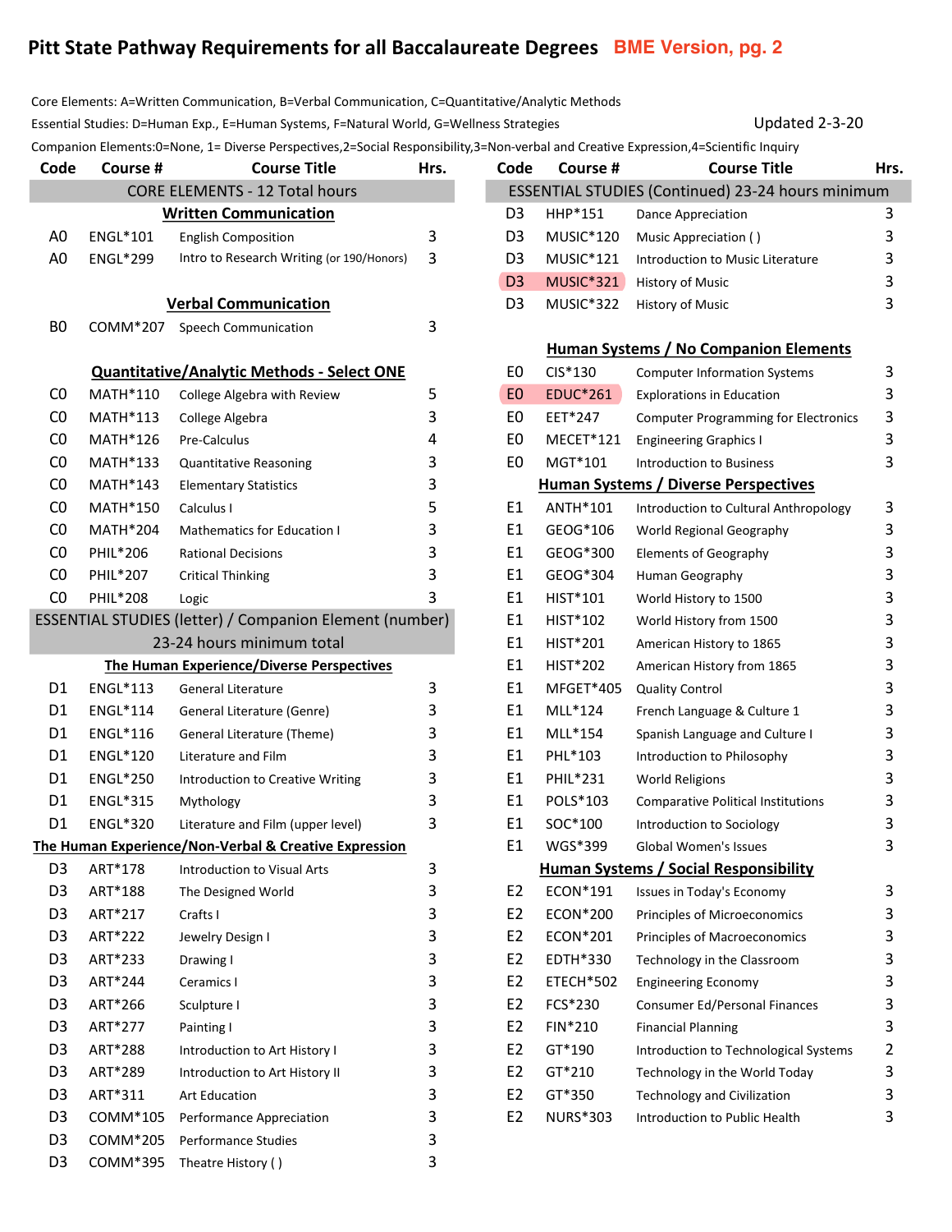# Pitt State Pathway Requirements for all Baccalaureate Degrees BME Version, pg. 2

Core Elements: A=Written Communication, B=Verbal Communication, C=Quantitative/Analytic Methods

Essential Studies: D=Human Exp., E=Human Systems, F=Natural World, G=Wellness Strategies

Updated 2-3-20

Companion Elements:0=None, 1= Diverse Perspectives,2=Social Responsibility,3=Non-verbal and Creative Expression,4=Scientific Inquiry

| Code | Course # | Course Title | Hrs. |
|---|---|---|---|
| **CORE ELEMENTS - 12 Total hours** | | | |
| **Written Communication** | | | |
| A0 | ENGL*101 | English Composition | 3 |
| A0 | ENGL*299 | Intro to Research Writing (or 190/Honors) | 3 |
| **Verbal Communication** | | | |
| B0 | COMM*207 | Speech Communication | 3 |
| **Quantitative/Analytic Methods - Select ONE** | | | |
| C0 | MATH*110 | College Algebra with Review | 5 |
| C0 | MATH*113 | College Algebra | 3 |
| C0 | MATH*126 | Pre-Calculus | 4 |
| C0 | MATH*133 | Quantitative Reasoning | 3 |
| C0 | MATH*143 | Elementary Statistics | 3 |
| C0 | MATH*150 | Calculus I | 5 |
| C0 | MATH*204 | Mathematics for Education I | 3 |
| C0 | PHIL*206 | Rational Decisions | 3 |
| C0 | PHIL*207 | Critical Thinking | 3 |
| C0 | PHIL*208 | Logic | 3 |
| **ESSENTIAL STUDIES (letter) / Companion Element (number) 23-24 hours minimum total** | | | |
| **The Human Experience/Diverse Perspectives** | | | |
| D1 | ENGL*113 | General Literature | 3 |
| D1 | ENGL*114 | General Literature (Genre) | 3 |
| D1 | ENGL*116 | General Literature (Theme) | 3 |
| D1 | ENGL*120 | Literature and Film | 3 |
| D1 | ENGL*250 | Introduction to Creative Writing | 3 |
| D1 | ENGL*315 | Mythology | 3 |
| D1 | ENGL*320 | Literature and Film (upper level) | 3 |
| **The Human Experience/Non-Verbal & Creative Expression** | | | |
| D3 | ART*178 | Introduction to Visual Arts | 3 |
| D3 | ART*188 | The Designed World | 3 |
| D3 | ART*217 | Crafts I | 3 |
| D3 | ART*222 | Jewelry Design I | 3 |
| D3 | ART*233 | Drawing I | 3 |
| D3 | ART*244 | Ceramics I | 3 |
| D3 | ART*266 | Sculpture I | 3 |
| D3 | ART*277 | Painting I | 3 |
| D3 | ART*288 | Introduction to Art History I | 3 |
| D3 | ART*289 | Introduction to Art History II | 3 |
| D3 | ART*311 | Art Education | 3 |
| D3 | COMM*105 | Performance Appreciation | 3 |
| D3 | COMM*205 | Performance Studies | 3 |
| D3 | COMM*395 | Theatre History ( ) | 3 |

| Code | Course # | Course Title | Hrs. |
|---|---|---|---|
| **ESSENTIAL STUDIES (Continued) 23-24 hours minimum** | | | |
| D3 | HHP*151 | Dance Appreciation | 3 |
| D3 | MUSIC*120 | Music Appreciation ( ) | 3 |
| D3 | MUSIC*121 | Introduction to Music Literature | 3 |
| D3 | MUSIC*321 | History of Music | 3 |
| D3 | MUSIC*322 | History of Music | 3 |
| **Human Systems / No Companion Elements** | | | |
| E0 | CIS*130 | Computer Information Systems | 3 |
| E0 | EDUC*261 | Explorations in Education | 3 |
| E0 | EET*247 | Computer Programming for Electronics | 3 |
| E0 | MECET*121 | Engineering Graphics I | 3 |
| E0 | MGT*101 | Introduction to Business | 3 |
| **Human Systems / Diverse Perspectives** | | | |
| E1 | ANTH*101 | Introduction to Cultural Anthropology | 3 |
| E1 | GEOG*106 | World Regional Geography | 3 |
| E1 | GEOG*300 | Elements of Geography | 3 |
| E1 | GEOG*304 | Human Geography | 3 |
| E1 | HIST*101 | World History to 1500 | 3 |
| E1 | HIST*102 | World History from 1500 | 3 |
| E1 | HIST*201 | American History to 1865 | 3 |
| E1 | HIST*202 | American History from 1865 | 3 |
| E1 | MFGET*405 | Quality Control | 3 |
| E1 | MLL*124 | French Language & Culture 1 | 3 |
| E1 | MLL*154 | Spanish Language and Culture I | 3 |
| E1 | PHL*103 | Introduction to Philosophy | 3 |
| E1 | PHIL*231 | World Religions | 3 |
| E1 | POLS*103 | Comparative Political Institutions | 3 |
| E1 | SOC*100 | Introduction to Sociology | 3 |
| E1 | WGS*399 | Global Women's Issues | 3 |
| **Human Systems / Social Responsibility** | | | |
| E2 | ECON*191 | Issues in Today's Economy | 3 |
| E2 | ECON*200 | Principles of Microeconomics | 3 |
| E2 | ECON*201 | Principles of Macroeconomics | 3 |
| E2 | EDTH*330 | Technology in the Classroom | 3 |
| E2 | ETECH*502 | Engineering Economy | 3 |
| E2 | FCS*230 | Consumer Ed/Personal Finances | 3 |
| E2 | FIN*210 | Financial Planning | 3 |
| E2 | GT*190 | Introduction to Technological Systems | 2 |
| E2 | GT*210 | Technology in the World Today | 3 |
| E2 | GT*350 | Technology and Civilization | 3 |
| E2 | NURS*303 | Introduction to Public Health | 3 |